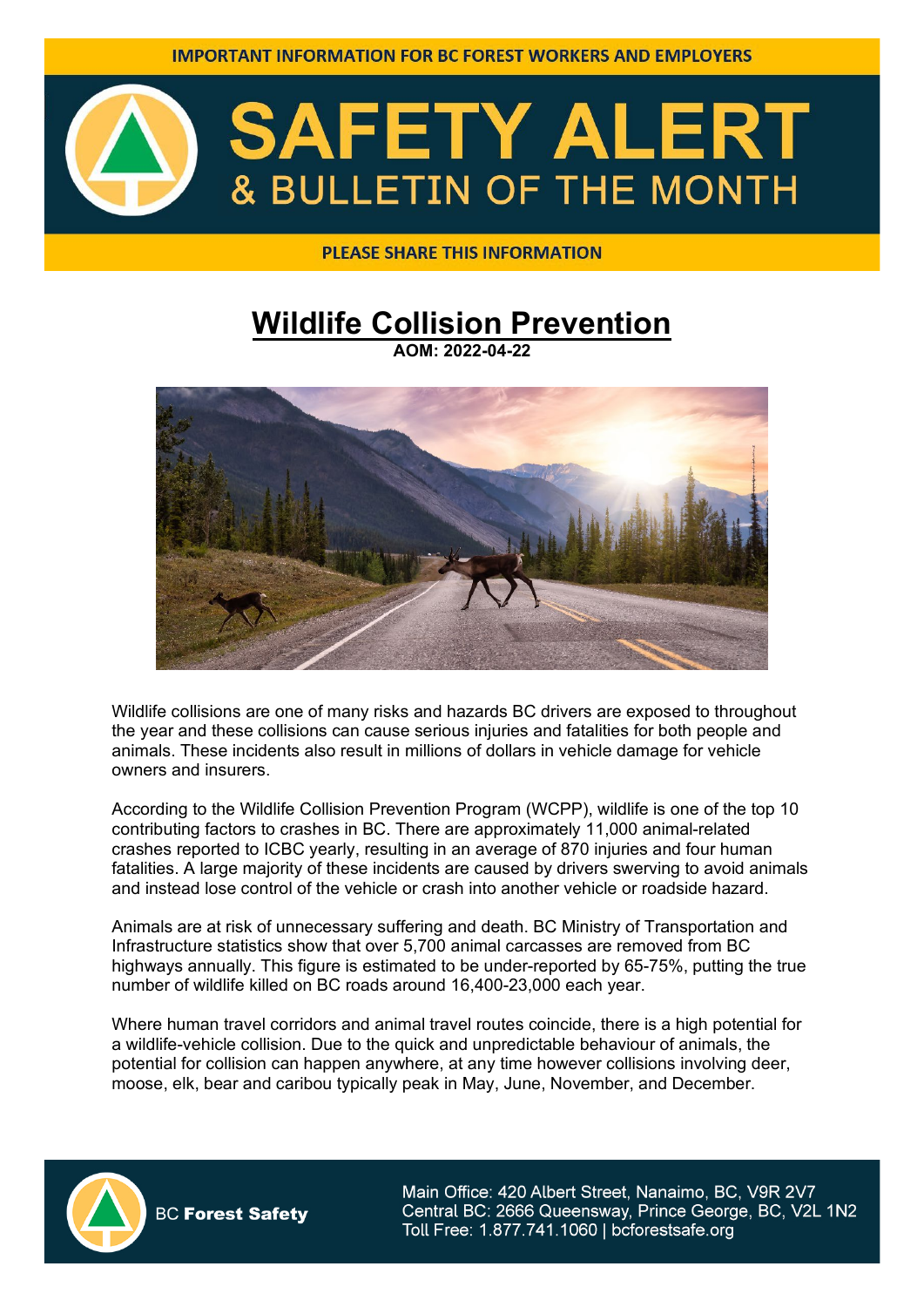IMPORTANT INFORMATION FOR BC FOREST WORKERS AND EMPLOYERS

# SAFETY ALERT & BULLETIN OF THE MONTH

PLEASE SHARE THIS INFORMATION

## Wildlife Collision Prevention

**AOM: 2022-04-22**

Wildlife collisions are one of many risks and hazards BC drivers are exposed to throughout the year and these collisions can cause serious injuries and fatalities for both people and animals. These incidents also result in millions of dollars in vehicle damage for vehicle owners and insurers.

According to the Wildlife Collision Prevention Program (WCPP), wildlife is one of the top 10 contributing factors to crashes in BC. There are approximately 11,000 animal-related crashes reported to ICBC yearly, resulting in an average of 870 injuries and four human fatalities. A large majority of these incidents are caused by drivers swerving to avoid animals and instead lose control of the vehicle or crash into another vehicle or roadside hazard.

Animals are at risk of unnecessary suffering and death. BC Ministry of Transportation and Infrastructure statistics show that over 5,700 animal carcasses are removed from BC highways annually. This figure is estimated to be under-reported by 65-75%, putting the true number of wildlife killed on BC roads around 16,400-23,000 each year.

Where human travel corridors and animal travel routes coincide, there is a high potential for a wildlife-vehicle collision. Due to the quick and unpredictable behaviour of animals, the potential for collision can happen anywhere, at any time however collisions involving deer, moose, elk, bear and caribou typically peak in May, June, November, and December.

BC **Forest Safety**

Main Office: 420 Albert Street, Nanaimo, BC, V9R 2V7
Central BC: 2666 Queensway, Prince George, BC, V2L 1N2
Toll Free: 1.877.741.1060 | bcforestsafe.org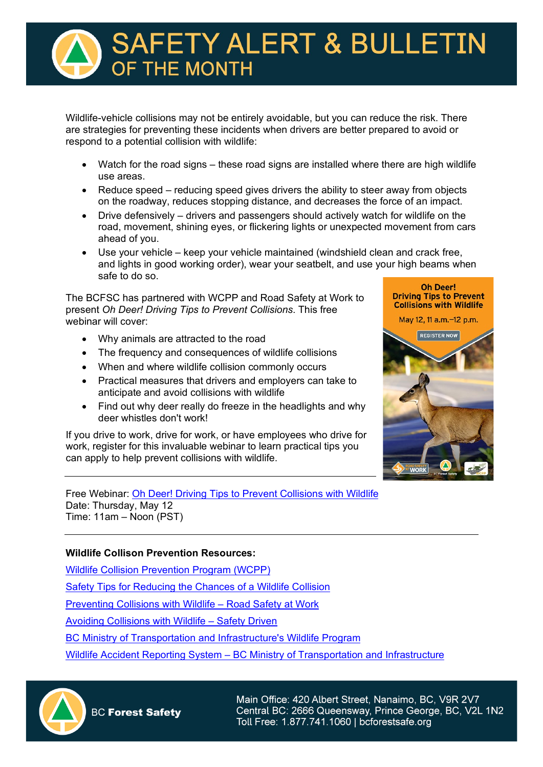# SAFETY ALERT & BULLETIN OF THE MONTH

Wildlife-vehicle collisions may not be entirely avoidable, but you can reduce the risk. There are strategies for preventing these incidents when drivers are better prepared to avoid or respond to a potential collision with wildlife:

- Watch for the road signs – these road signs are installed where there are high wildlife use areas.
- Reduce speed – reducing speed gives drivers the ability to steer away from objects on the roadway, reduces stopping distance, and decreases the force of an impact.
- Drive defensively – drivers and passengers should actively watch for wildlife on the road, movement, shining eyes, or flickering lights or unexpected movement from cars ahead of you.
- Use your vehicle – keep your vehicle maintained (windshield clean and crack free, and lights in good working order), wear your seatbelt, and use your high beams when safe to do so.

The BCFSC has partnered with WCPP and Road Safety at Work to present *Oh Deer! Driving Tips to Prevent Collisions*. This free webinar will cover:

- Why animals are attracted to the road
- The frequency and consequences of wildlife collisions
- When and where wildlife collision commonly occurs
- Practical measures that drivers and employers can take to anticipate and avoid collisions with wildlife
- Find out why deer really do freeze in the headlights and why deer whistles don't work!

If you drive to work, drive for work, or have employees who drive for work, register for this invaluable webinar to learn practical tips you can apply to help prevent collisions with wildlife.

**Oh Deer! Driving Tips to Prevent Collisions with Wildlife**
May 12, 11 a.m.–12 p.m.
REGISTER NOW

---

Free Webinar: Oh Deer! Driving Tips to Prevent Collisions with Wildlife
Date: Thursday, May 12
Time: 11am – Noon (PST)

---

**Wildlife Collison Prevention Resources:**

Wildlife Collision Prevention Program (WCPP)

Safety Tips for Reducing the Chances of a Wildlife Collision

Preventing Collisions with Wildlife – Road Safety at Work

Avoiding Collisions with Wildlife – Safety Driven

BC Ministry of Transportation and Infrastructure's Wildlife Program

Wildlife Accident Reporting System – BC Ministry of Transportation and Infrastructure

BC Forest Safety

Main Office: 420 Albert Street, Nanaimo, BC, V9R 2V7
Central BC: 2666 Queensway, Prince George, BC, V2L 1N2
Toll Free: 1.877.741.1060 | bcforestsafe.org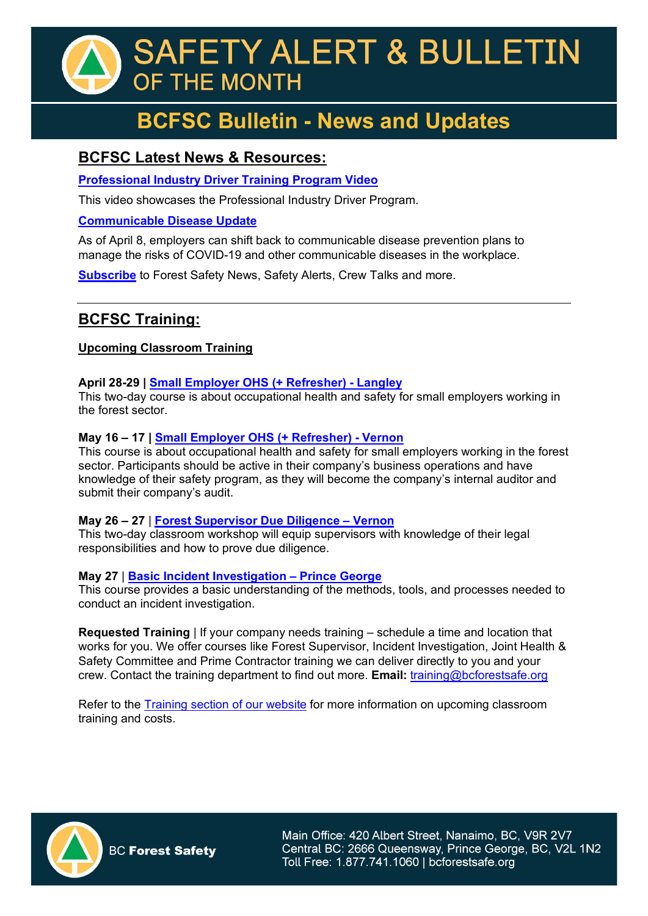# SAFETY ALERT & BULLETIN OF THE MONTH

## BCFSC Bulletin - News and Updates

### BCFSC Latest News & Resources:

**Professional Industry Driver Training Program Video**

This video showcases the Professional Industry Driver Program.

**Communicable Disease Update**

As of April 8, employers can shift back to communicable disease prevention plans to manage the risks of COVID-19 and other communicable diseases in the workplace.

**Subscribe** to Forest Safety News, Safety Alerts, Crew Talks and more.

---

### BCFSC Training:

**Upcoming Classroom Training**

**April 28-29 | Small Employer OHS (+ Refresher) - Langley**
This two-day course is about occupational health and safety for small employers working in the forest sector.

**May 16 – 17 | Small Employer OHS (+ Refresher) - Vernon**
This course is about occupational health and safety for small employers working in the forest sector. Participants should be active in their company's business operations and have knowledge of their safety program, as they will become the company's internal auditor and submit their company's audit.

**May 26 – 27** | **Forest Supervisor Due Diligence – Vernon**
This two-day classroom workshop will equip supervisors with knowledge of their legal responsibilities and how to prove due diligence.

**May 27** | **Basic Incident Investigation – Prince George**
This course provides a basic understanding of the methods, tools, and processes needed to conduct an incident investigation.

**Requested Training** | If your company needs training – schedule a time and location that works for you. We offer courses like Forest Supervisor, Incident Investigation, Joint Health & Safety Committee and Prime Contractor training we can deliver directly to you and your crew. Contact the training department to find out more. **Email:** training@bcforestsafe.org

Refer to the Training section of our website for more information on upcoming classroom training and costs.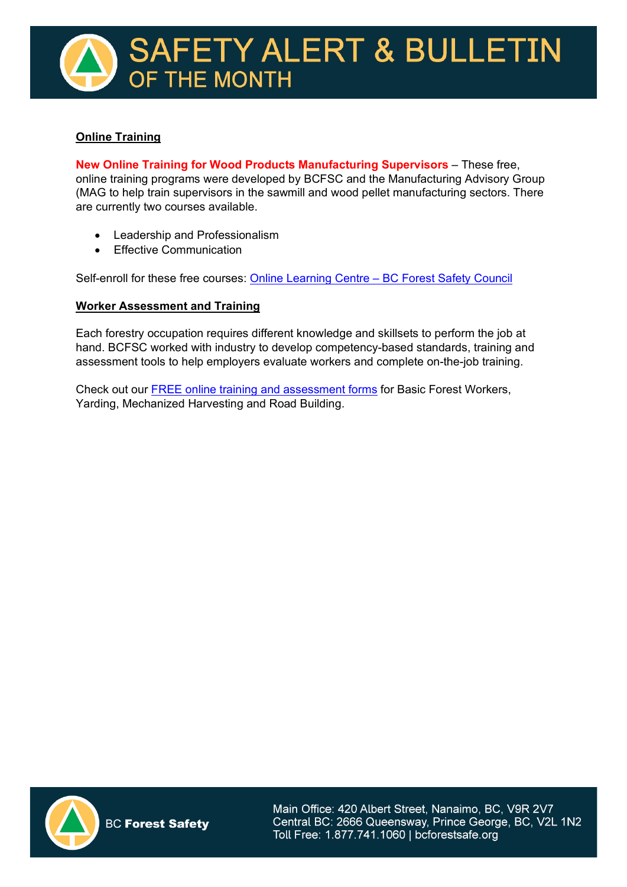**Online Training**

**New Online Training for Wood Products Manufacturing Supervisors** – These free, online training programs were developed by BCFSC and the Manufacturing Advisory Group (MAG to help train supervisors in the sawmill and wood pellet manufacturing sectors. There are currently two courses available.

- Leadership and Professionalism
- Effective Communication

Self-enroll for these free courses: Online Learning Centre – BC Forest Safety Council

**Worker Assessment and Training**

Each forestry occupation requires different knowledge and skillsets to perform the job at hand. BCFSC worked with industry to develop competency-based standards, training and assessment tools to help employers evaluate workers and complete on-the-job training.

Check out our FREE online training and assessment forms for Basic Forest Workers, Yarding, Mechanized Harvesting and Road Building.